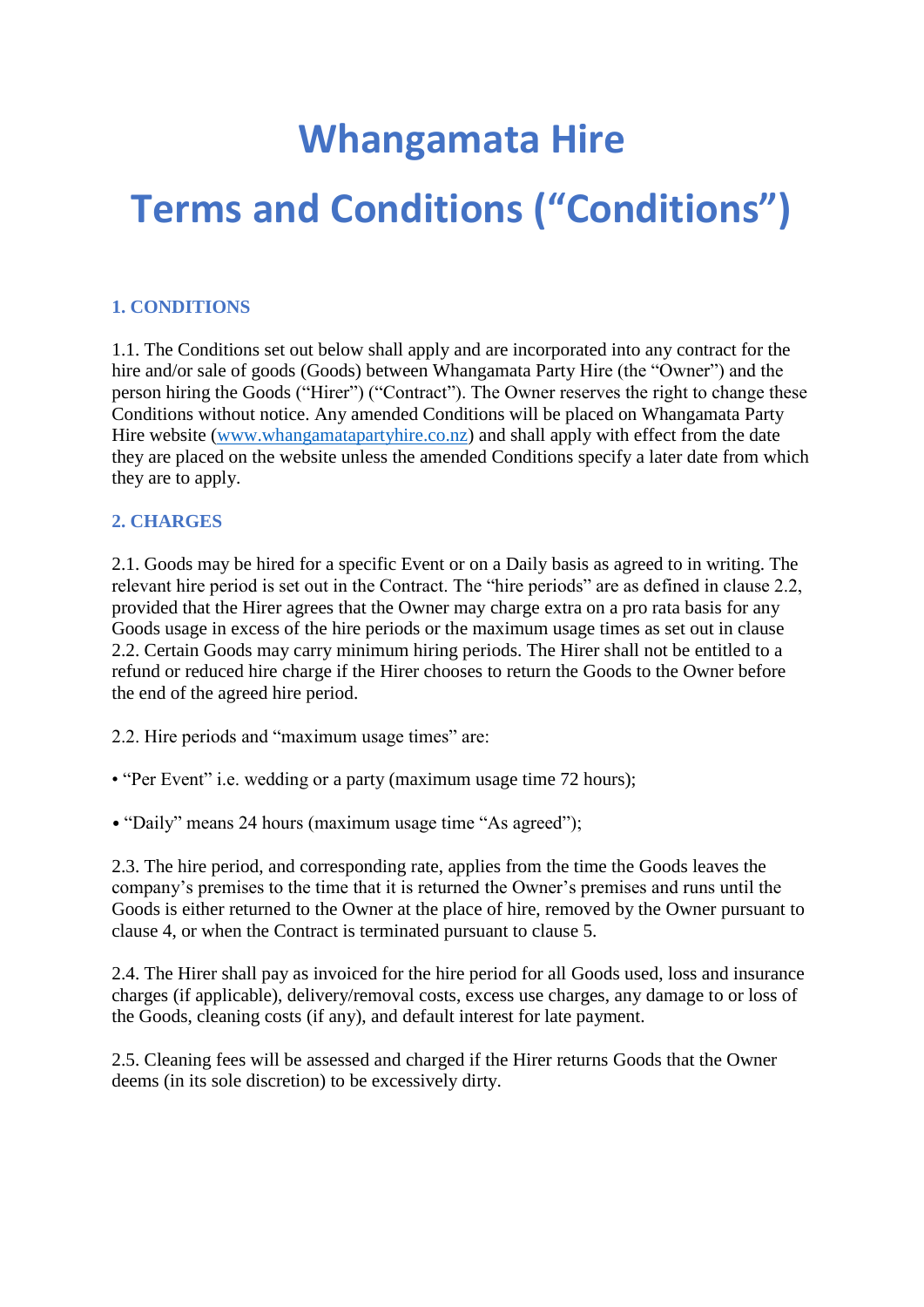# Whangamata Hire

# Terms and Conditions ("Conditions")

### 1. CONDITIONS

1.1. The Conditions set out below shall apply and are incorporated into any contract for the hire and/or sale of goods (Goods) between Whangamata Party Hire (the "Owner") and the person hiring the Goods ("Hirer") ("Contract"). The Owner reserves the right to change these Conditions without notice. Any amended Conditions will be placed on Whangamata Party Hire website ([www.whangamatapartyhire.co.nz](www.whangamatapartyhire.co.nz)) and shall apply with effect from the date they are placed on the website unless the amended Conditions specify a later date from which they are to apply.

### 2. CHARGES

2.1. Goods may be hired for a specific Event or on a Daily basis as agreed to in writing. The relevant hire period is set out in the Contract. The "hire periods" are as defined in clause 2.2, provided that the Hirer agrees that the Owner may charge extra on a pro rata basis for any Goods usage in excess of the hire periods or the maximum usage times as set out in clause 2.2. Certain Goods may carry minimum hiring periods. The Hirer shall not be entitled to a refund or reduced hire charge if the Hirer chooses to return the Goods to the Owner before the end of the agreed hire period.

2.2. Hire periods and "maximum usage times" are:

- "Per Event" i.e. wedding or a party (maximum usage time 72 hours);
- "Daily" means 24 hours (maximum usage time "As agreed");

2.3. The hire period, and corresponding rate, applies from the time the Goods leaves the company's premises to the time that it is returned the Owner's premises and runs until the Goods is either returned to the Owner at the place of hire, removed by the Owner pursuant to clause 4, or when the Contract is terminated pursuant to clause 5.

2.4. The Hirer shall pay as invoiced for the hire period for all Goods used, loss and insurance charges (if applicable), delivery/removal costs, excess use charges, any damage to or loss of the Goods, cleaning costs (if any), and default interest for late payment.

2.5. Cleaning fees will be assessed and charged if the Hirer returns Goods that the Owner deems (in its sole discretion) to be excessively dirty.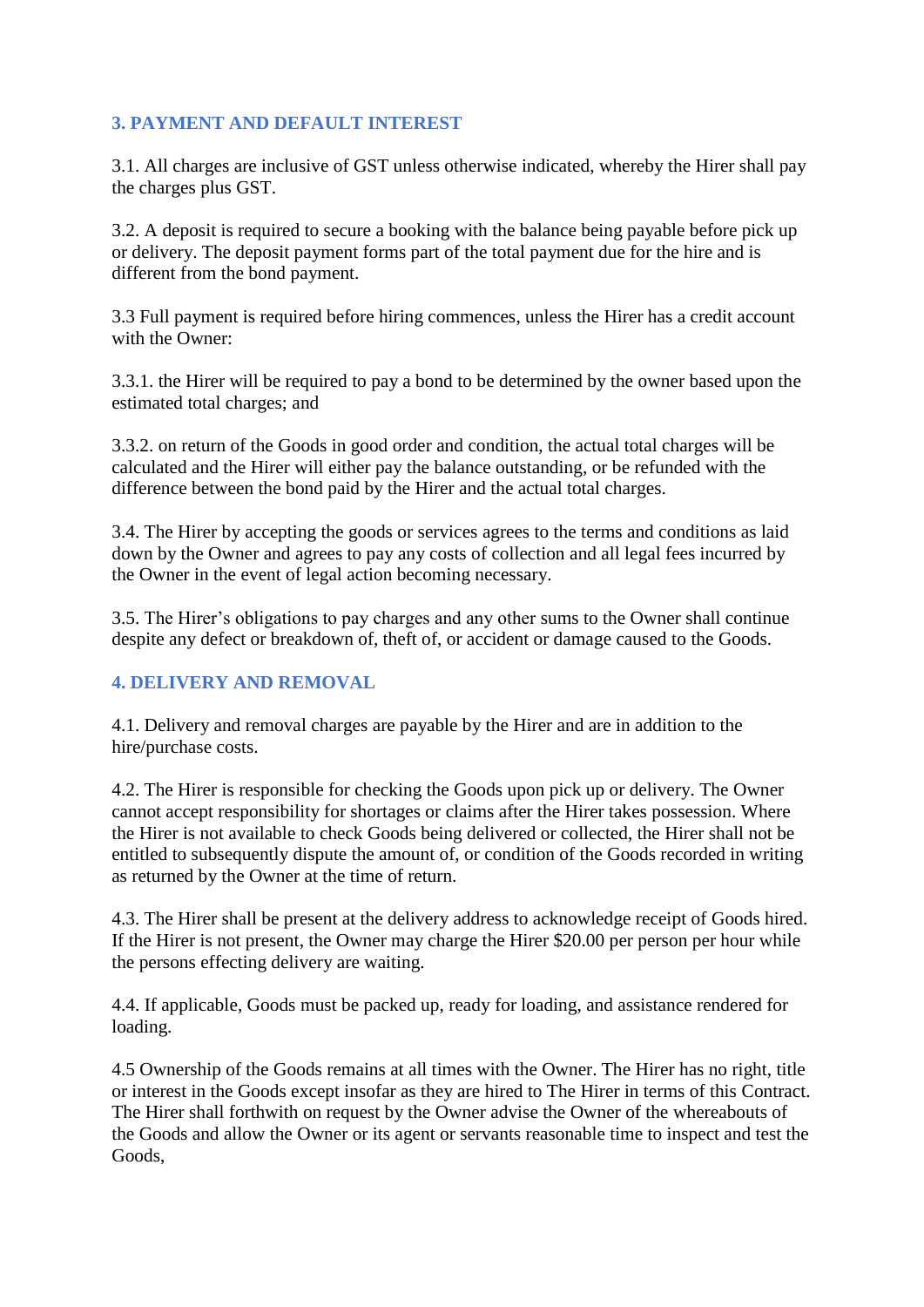## 3. PAYMENT AND DEFAULT INTEREST

3.1. All charges are inclusive of GST unless otherwise indicated, whereby the Hirer shall pay the charges plus GST.

3.2. A deposit is required to secure a booking with the balance being payable before pick up or delivery. The deposit payment forms part of the total payment due for the hire and is different from the bond payment.

3.3 Full payment is required before hiring commences, unless the Hirer has a credit account with the Owner:

3.3.1. the Hirer will be required to pay a bond to be determined by the owner based upon the estimated total charges; and

3.3.2. on return of the Goods in good order and condition, the actual total charges will be calculated and the Hirer will either pay the balance outstanding, or be refunded with the difference between the bond paid by the Hirer and the actual total charges.

3.4. The Hirer by accepting the goods or services agrees to the terms and conditions as laid down by the Owner and agrees to pay any costs of collection and all legal fees incurred by the Owner in the event of legal action becoming necessary.

3.5. The Hirer's obligations to pay charges and any other sums to the Owner shall continue despite any defect or breakdown of, theft of, or accident or damage caused to the Goods.

## 4. DELIVERY AND REMOVAL

4.1. Delivery and removal charges are payable by the Hirer and are in addition to the hire/purchase costs.

4.2. The Hirer is responsible for checking the Goods upon pick up or delivery. The Owner cannot accept responsibility for shortages or claims after the Hirer takes possession. Where the Hirer is not available to check Goods being delivered or collected, the Hirer shall not be entitled to subsequently dispute the amount of, or condition of the Goods recorded in writing as returned by the Owner at the time of return.

4.3. The Hirer shall be present at the delivery address to acknowledge receipt of Goods hired. If the Hirer is not present, the Owner may charge the Hirer $20.00 per person per hour while the persons effecting delivery are waiting.

4.4. If applicable, Goods must be packed up, ready for loading, and assistance rendered for loading.

4.5 Ownership of the Goods remains at all times with the Owner. The Hirer has no right, title or interest in the Goods except insofar as they are hired to The Hirer in terms of this Contract. The Hirer shall forthwith on request by the Owner advise the Owner of the whereabouts of the Goods and allow the Owner or its agent or servants reasonable time to inspect and test the Goods,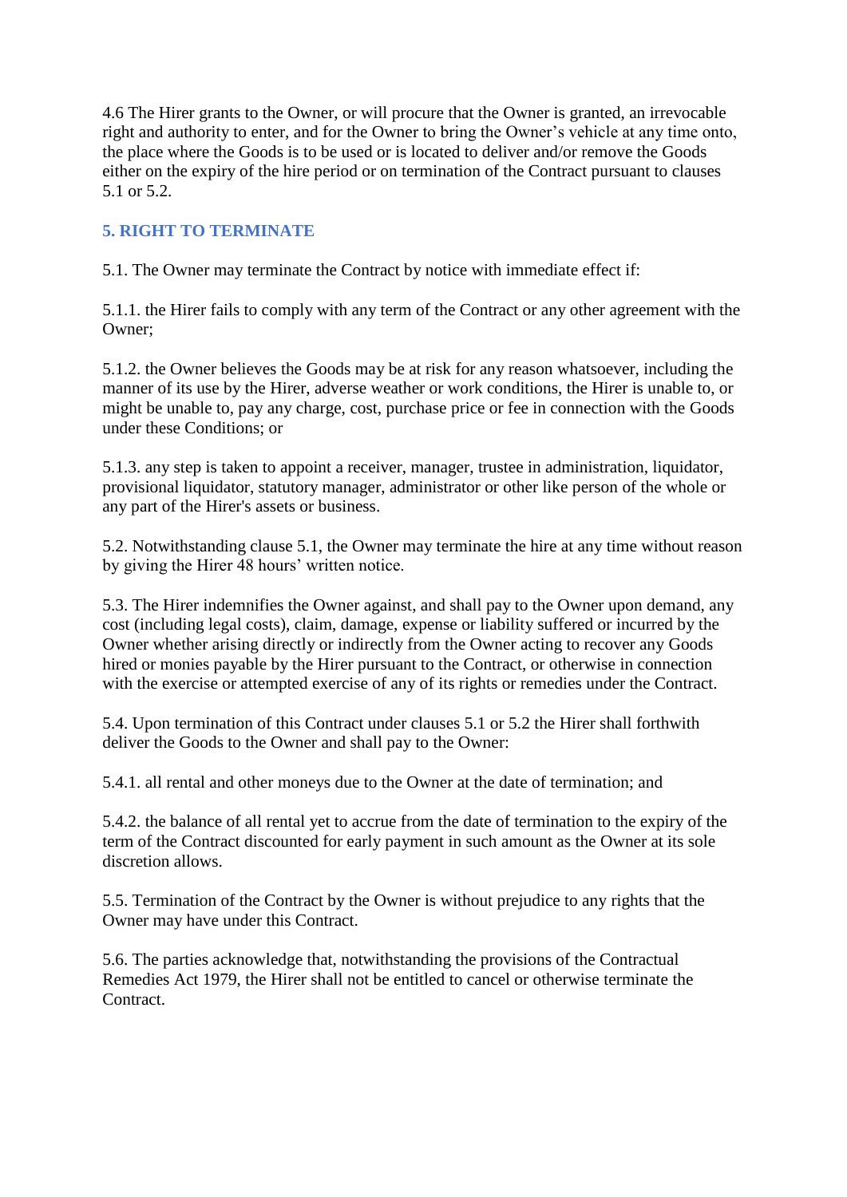4.6 The Hirer grants to the Owner, or will procure that the Owner is granted, an irrevocable right and authority to enter, and for the Owner to bring the Owner's vehicle at any time onto, the place where the Goods is to be used or is located to deliver and/or remove the Goods either on the expiry of the hire period or on termination of the Contract pursuant to clauses 5.1 or 5.2.

## 5. RIGHT TO TERMINATE

5.1. The Owner may terminate the Contract by notice with immediate effect if:

5.1.1. the Hirer fails to comply with any term of the Contract or any other agreement with the Owner;

5.1.2. the Owner believes the Goods may be at risk for any reason whatsoever, including the manner of its use by the Hirer, adverse weather or work conditions, the Hirer is unable to, or might be unable to, pay any charge, cost, purchase price or fee in connection with the Goods under these Conditions; or

5.1.3. any step is taken to appoint a receiver, manager, trustee in administration, liquidator, provisional liquidator, statutory manager, administrator or other like person of the whole or any part of the Hirer's assets or business.

5.2. Notwithstanding clause 5.1, the Owner may terminate the hire at any time without reason by giving the Hirer 48 hours' written notice.

5.3. The Hirer indemnifies the Owner against, and shall pay to the Owner upon demand, any cost (including legal costs), claim, damage, expense or liability suffered or incurred by the Owner whether arising directly or indirectly from the Owner acting to recover any Goods hired or monies payable by the Hirer pursuant to the Contract, or otherwise in connection with the exercise or attempted exercise of any of its rights or remedies under the Contract.

5.4. Upon termination of this Contract under clauses 5.1 or 5.2 the Hirer shall forthwith deliver the Goods to the Owner and shall pay to the Owner:

5.4.1. all rental and other moneys due to the Owner at the date of termination; and

5.4.2. the balance of all rental yet to accrue from the date of termination to the expiry of the term of the Contract discounted for early payment in such amount as the Owner at its sole discretion allows.

5.5. Termination of the Contract by the Owner is without prejudice to any rights that the Owner may have under this Contract.

5.6. The parties acknowledge that, notwithstanding the provisions of the Contractual Remedies Act 1979, the Hirer shall not be entitled to cancel or otherwise terminate the Contract.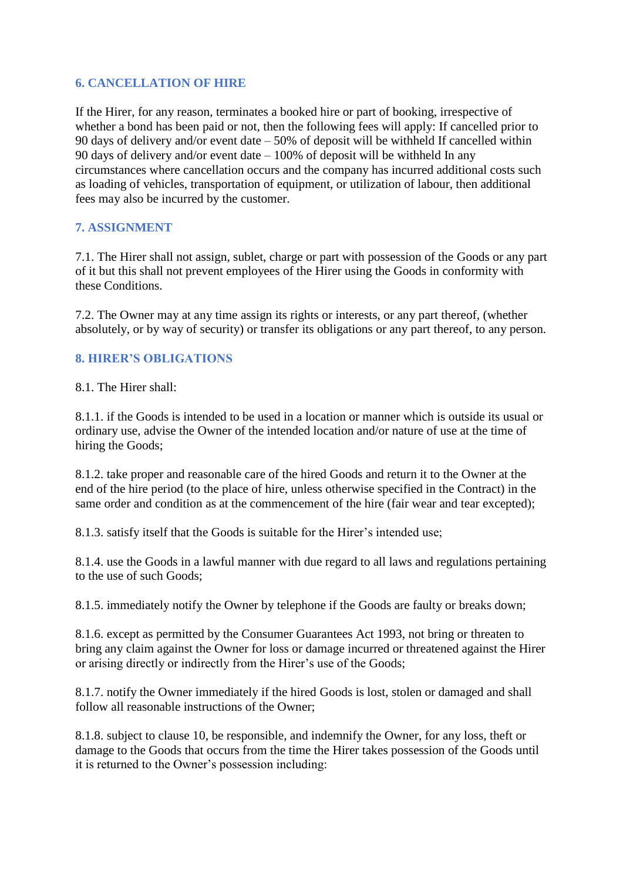### 6. CANCELLATION OF HIRE

If the Hirer, for any reason, terminates a booked hire or part of booking, irrespective of whether a bond has been paid or not, then the following fees will apply: If cancelled prior to 90 days of delivery and/or event date – 50% of deposit will be withheld If cancelled within 90 days of delivery and/or event date – 100% of deposit will be withheld In any circumstances where cancellation occurs and the company has incurred additional costs such as loading of vehicles, transportation of equipment, or utilization of labour, then additional fees may also be incurred by the customer.

### 7. ASSIGNMENT

7.1. The Hirer shall not assign, sublet, charge or part with possession of the Goods or any part of it but this shall not prevent employees of the Hirer using the Goods in conformity with these Conditions.

7.2. The Owner may at any time assign its rights or interests, or any part thereof, (whether absolutely, or by way of security) or transfer its obligations or any part thereof, to any person.

### 8. HIRER'S OBLIGATIONS

8.1. The Hirer shall:

8.1.1. if the Goods is intended to be used in a location or manner which is outside its usual or ordinary use, advise the Owner of the intended location and/or nature of use at the time of hiring the Goods;

8.1.2. take proper and reasonable care of the hired Goods and return it to the Owner at the end of the hire period (to the place of hire, unless otherwise specified in the Contract) in the same order and condition as at the commencement of the hire (fair wear and tear excepted);

8.1.3. satisfy itself that the Goods is suitable for the Hirer's intended use;

8.1.4. use the Goods in a lawful manner with due regard to all laws and regulations pertaining to the use of such Goods;

8.1.5. immediately notify the Owner by telephone if the Goods are faulty or breaks down;

8.1.6. except as permitted by the Consumer Guarantees Act 1993, not bring or threaten to bring any claim against the Owner for loss or damage incurred or threatened against the Hirer or arising directly or indirectly from the Hirer's use of the Goods;

8.1.7. notify the Owner immediately if the hired Goods is lost, stolen or damaged and shall follow all reasonable instructions of the Owner;

8.1.8. subject to clause 10, be responsible, and indemnify the Owner, for any loss, theft or damage to the Goods that occurs from the time the Hirer takes possession of the Goods until it is returned to the Owner's possession including: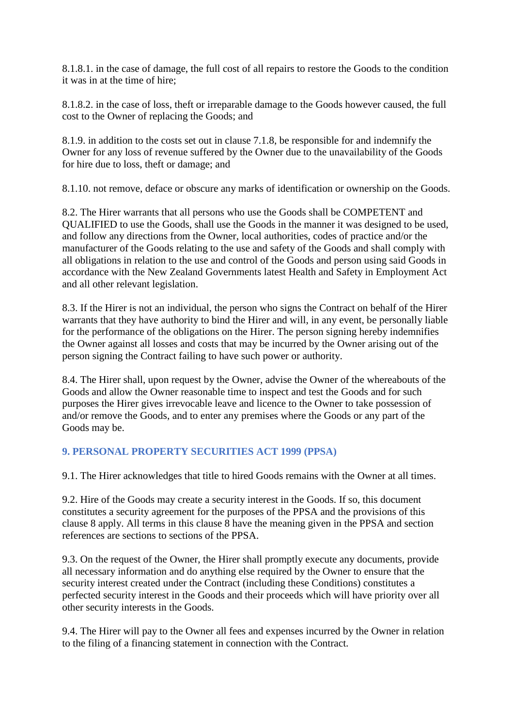8.1.8.1. in the case of damage, the full cost of all repairs to restore the Goods to the condition it was in at the time of hire;

8.1.8.2. in the case of loss, theft or irreparable damage to the Goods however caused, the full cost to the Owner of replacing the Goods; and

8.1.9. in addition to the costs set out in clause 7.1.8, be responsible for and indemnify the Owner for any loss of revenue suffered by the Owner due to the unavailability of the Goods for hire due to loss, theft or damage; and

8.1.10. not remove, deface or obscure any marks of identification or ownership on the Goods.

8.2. The Hirer warrants that all persons who use the Goods shall be COMPETENT and QUALIFIED to use the Goods, shall use the Goods in the manner it was designed to be used, and follow any directions from the Owner, local authorities, codes of practice and/or the manufacturer of the Goods relating to the use and safety of the Goods and shall comply with all obligations in relation to the use and control of the Goods and person using said Goods in accordance with the New Zealand Governments latest Health and Safety in Employment Act and all other relevant legislation.

8.3. If the Hirer is not an individual, the person who signs the Contract on behalf of the Hirer warrants that they have authority to bind the Hirer and will, in any event, be personally liable for the performance of the obligations on the Hirer. The person signing hereby indemnifies the Owner against all losses and costs that may be incurred by the Owner arising out of the person signing the Contract failing to have such power or authority.

8.4. The Hirer shall, upon request by the Owner, advise the Owner of the whereabouts of the Goods and allow the Owner reasonable time to inspect and test the Goods and for such purposes the Hirer gives irrevocable leave and licence to the Owner to take possession of and/or remove the Goods, and to enter any premises where the Goods or any part of the Goods may be.

## 9. PERSONAL PROPERTY SECURITIES ACT 1999 (PPSA)

9.1. The Hirer acknowledges that title to hired Goods remains with the Owner at all times.

9.2. Hire of the Goods may create a security interest in the Goods. If so, this document constitutes a security agreement for the purposes of the PPSA and the provisions of this clause 8 apply. All terms in this clause 8 have the meaning given in the PPSA and section references are sections to sections of the PPSA.

9.3. On the request of the Owner, the Hirer shall promptly execute any documents, provide all necessary information and do anything else required by the Owner to ensure that the security interest created under the Contract (including these Conditions) constitutes a perfected security interest in the Goods and their proceeds which will have priority over all other security interests in the Goods.

9.4. The Hirer will pay to the Owner all fees and expenses incurred by the Owner in relation to the filing of a financing statement in connection with the Contract.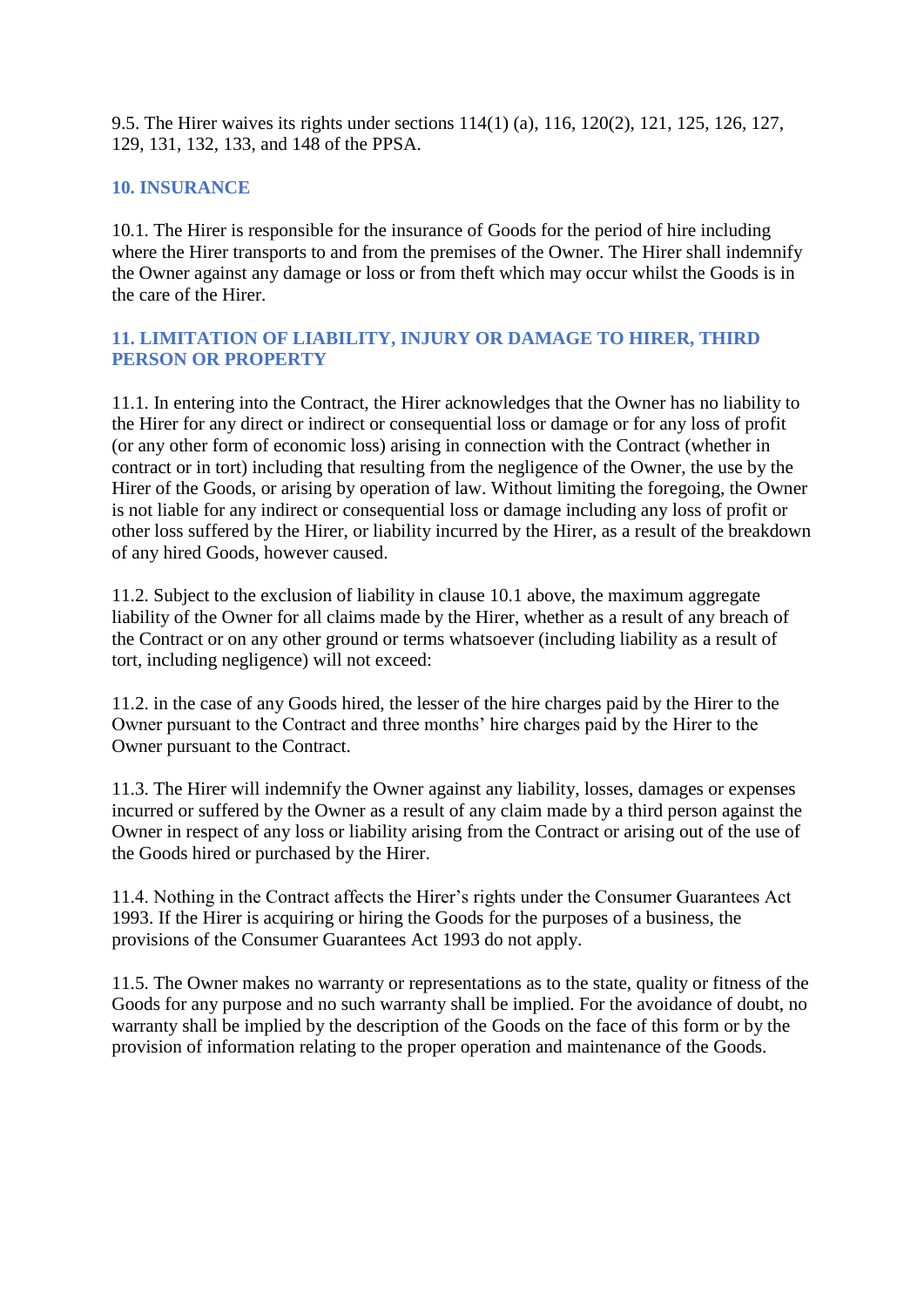9.5. The Hirer waives its rights under sections 114(1) (a), 116, 120(2), 121, 125, 126, 127, 129, 131, 132, 133, and 148 of the PPSA.

## 10. INSURANCE

10.1. The Hirer is responsible for the insurance of Goods for the period of hire including where the Hirer transports to and from the premises of the Owner. The Hirer shall indemnify the Owner against any damage or loss or from theft which may occur whilst the Goods is in the care of the Hirer.

## 11. LIMITATION OF LIABILITY, INJURY OR DAMAGE TO HIRER, THIRD PERSON OR PROPERTY

11.1. In entering into the Contract, the Hirer acknowledges that the Owner has no liability to the Hirer for any direct or indirect or consequential loss or damage or for any loss of profit (or any other form of economic loss) arising in connection with the Contract (whether in contract or in tort) including that resulting from the negligence of the Owner, the use by the Hirer of the Goods, or arising by operation of law. Without limiting the foregoing, the Owner is not liable for any indirect or consequential loss or damage including any loss of profit or other loss suffered by the Hirer, or liability incurred by the Hirer, as a result of the breakdown of any hired Goods, however caused.

11.2. Subject to the exclusion of liability in clause 10.1 above, the maximum aggregate liability of the Owner for all claims made by the Hirer, whether as a result of any breach of the Contract or on any other ground or terms whatsoever (including liability as a result of tort, including negligence) will not exceed:

11.2. in the case of any Goods hired, the lesser of the hire charges paid by the Hirer to the Owner pursuant to the Contract and three months' hire charges paid by the Hirer to the Owner pursuant to the Contract.

11.3. The Hirer will indemnify the Owner against any liability, losses, damages or expenses incurred or suffered by the Owner as a result of any claim made by a third person against the Owner in respect of any loss or liability arising from the Contract or arising out of the use of the Goods hired or purchased by the Hirer.

11.4. Nothing in the Contract affects the Hirer's rights under the Consumer Guarantees Act 1993. If the Hirer is acquiring or hiring the Goods for the purposes of a business, the provisions of the Consumer Guarantees Act 1993 do not apply.

11.5. The Owner makes no warranty or representations as to the state, quality or fitness of the Goods for any purpose and no such warranty shall be implied. For the avoidance of doubt, no warranty shall be implied by the description of the Goods on the face of this form or by the provision of information relating to the proper operation and maintenance of the Goods.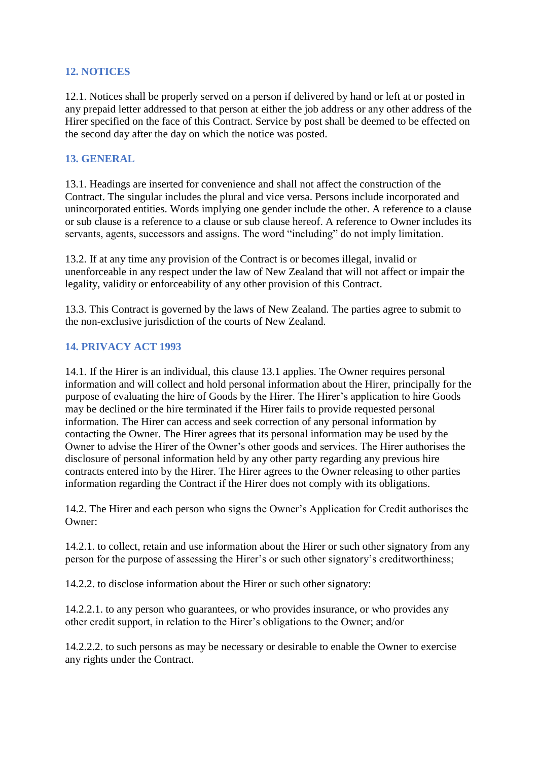## 12. NOTICES

12.1. Notices shall be properly served on a person if delivered by hand or left at or posted in any prepaid letter addressed to that person at either the job address or any other address of the Hirer specified on the face of this Contract. Service by post shall be deemed to be effected on the second day after the day on which the notice was posted.

## 13. GENERAL

13.1. Headings are inserted for convenience and shall not affect the construction of the Contract. The singular includes the plural and vice versa. Persons include incorporated and unincorporated entities. Words implying one gender include the other. A reference to a clause or sub clause is a reference to a clause or sub clause hereof. A reference to Owner includes its servants, agents, successors and assigns. The word "including" do not imply limitation.

13.2. If at any time any provision of the Contract is or becomes illegal, invalid or unenforceable in any respect under the law of New Zealand that will not affect or impair the legality, validity or enforceability of any other provision of this Contract.

13.3. This Contract is governed by the laws of New Zealand. The parties agree to submit to the non-exclusive jurisdiction of the courts of New Zealand.

## 14. PRIVACY ACT 1993

14.1. If the Hirer is an individual, this clause 13.1 applies. The Owner requires personal information and will collect and hold personal information about the Hirer, principally for the purpose of evaluating the hire of Goods by the Hirer. The Hirer's application to hire Goods may be declined or the hire terminated if the Hirer fails to provide requested personal information. The Hirer can access and seek correction of any personal information by contacting the Owner. The Hirer agrees that its personal information may be used by the Owner to advise the Hirer of the Owner's other goods and services. The Hirer authorises the disclosure of personal information held by any other party regarding any previous hire contracts entered into by the Hirer. The Hirer agrees to the Owner releasing to other parties information regarding the Contract if the Hirer does not comply with its obligations.

14.2. The Hirer and each person who signs the Owner's Application for Credit authorises the Owner:

14.2.1. to collect, retain and use information about the Hirer or such other signatory from any person for the purpose of assessing the Hirer's or such other signatory's creditworthiness;

14.2.2. to disclose information about the Hirer or such other signatory:

14.2.2.1. to any person who guarantees, or who provides insurance, or who provides any other credit support, in relation to the Hirer's obligations to the Owner; and/or

14.2.2.2. to such persons as may be necessary or desirable to enable the Owner to exercise any rights under the Contract.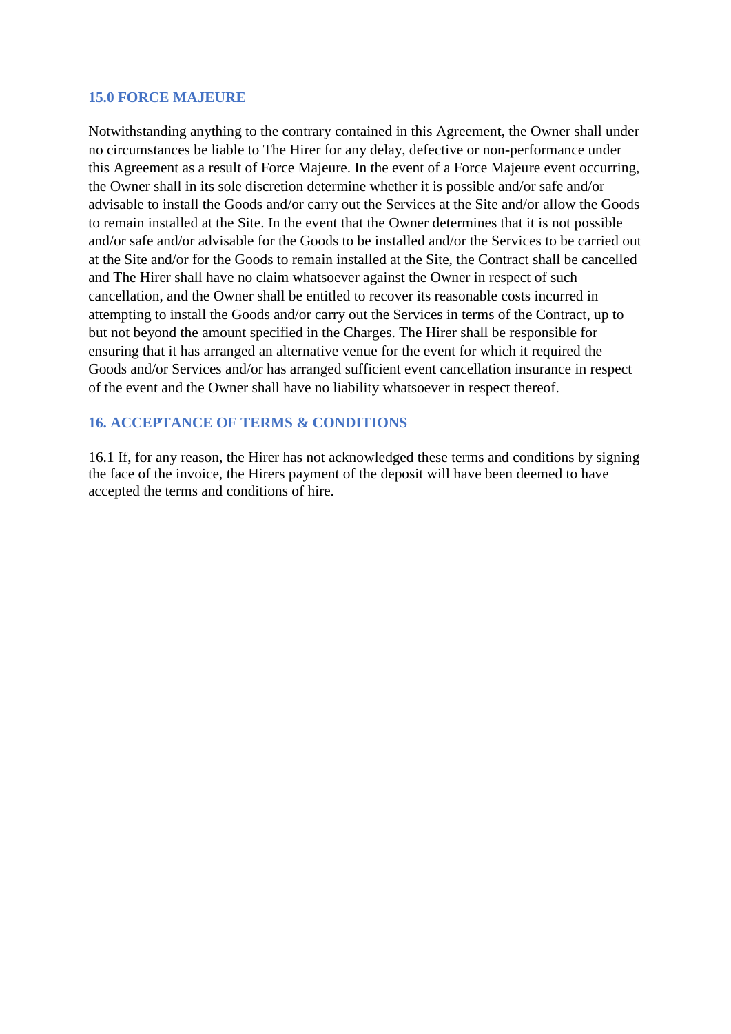## 15.0 FORCE MAJEURE

Notwithstanding anything to the contrary contained in this Agreement, the Owner shall under no circumstances be liable to The Hirer for any delay, defective or non-performance under this Agreement as a result of Force Majeure. In the event of a Force Majeure event occurring, the Owner shall in its sole discretion determine whether it is possible and/or safe and/or advisable to install the Goods and/or carry out the Services at the Site and/or allow the Goods to remain installed at the Site. In the event that the Owner determines that it is not possible and/or safe and/or advisable for the Goods to be installed and/or the Services to be carried out at the Site and/or for the Goods to remain installed at the Site, the Contract shall be cancelled and The Hirer shall have no claim whatsoever against the Owner in respect of such cancellation, and the Owner shall be entitled to recover its reasonable costs incurred in attempting to install the Goods and/or carry out the Services in terms of the Contract, up to but not beyond the amount specified in the Charges. The Hirer shall be responsible for ensuring that it has arranged an alternative venue for the event for which it required the Goods and/or Services and/or has arranged sufficient event cancellation insurance in respect of the event and the Owner shall have no liability whatsoever in respect thereof.

## 16. ACCEPTANCE OF TERMS & CONDITIONS

16.1 If, for any reason, the Hirer has not acknowledged these terms and conditions by signing the face of the invoice, the Hirers payment of the deposit will have been deemed to have accepted the terms and conditions of hire.